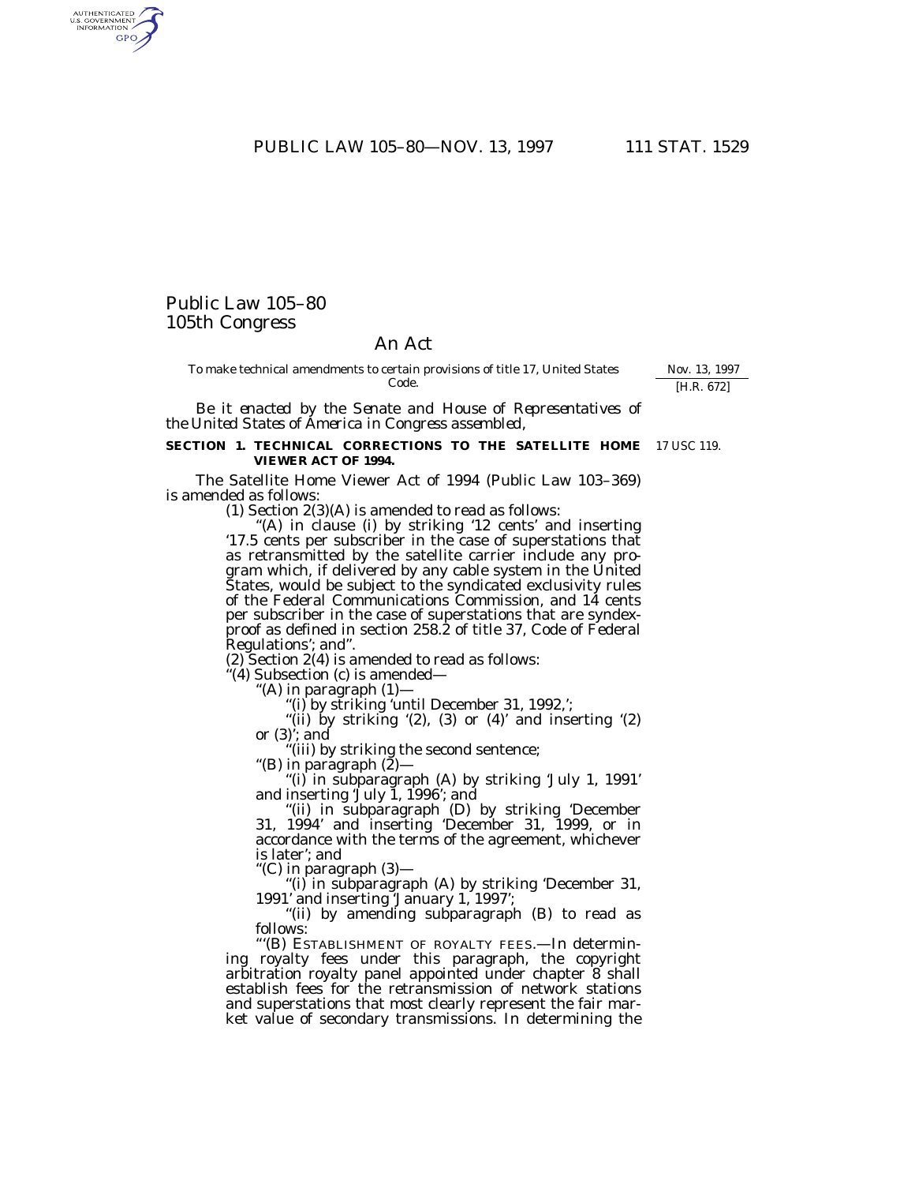# Public Law 105–80
## 105th Congress

## An Act

To make technical amendments to certain provisions of title 17, United States Code.

Nov. 13, 1997
[H.R. 672]

*Be it enacted by the Senate and House of Representatives of the United States of America in Congress assembled,*

**SECTION 1. TECHNICAL CORRECTIONS TO THE SATELLITE HOME VIEWER ACT OF 1994.**

17 USC 119.

The Satellite Home Viewer Act of 1994 (Public Law 103–369) is amended as follows:

(1) Section 2(3)(A) is amended to read as follows:

"(A) in clause (i) by striking '12 cents' and inserting '17.5 cents per subscriber in the case of superstations that as retransmitted by the satellite carrier include any program which, if delivered by any cable system in the United States, would be subject to the syndicated exclusivity rules of the Federal Communications Commission, and 14 cents per subscriber in the case of superstations that are syndex-proof as defined in section 258.2 of title 37, Code of Federal Regulations'; and".

(2) Section 2(4) is amended to read as follows:

"(4) Subsection (c) is amended—

"(A) in paragraph (1)—

"(i) by striking 'until December 31, 1992,';

"(ii) by striking '(2), (3) or (4)' and inserting '(2) or (3)'; and

"(iii) by striking the second sentence;

"(B) in paragraph (2)—

"(i) in subparagraph (A) by striking 'July 1, 1991' and inserting 'July 1, 1996'; and

"(ii) in subparagraph (D) by striking 'December 31, 1994' and inserting 'December 31, 1999, or in accordance with the terms of the agreement, whichever is later'; and

"(C) in paragraph (3)—

"(i) in subparagraph (A) by striking 'December 31, 1991' and inserting 'January 1, 1997';

"(ii) by amending subparagraph (B) to read as follows:

"'(B) ESTABLISHMENT OF ROYALTY FEES.—In determining royalty fees under this paragraph, the copyright arbitration royalty panel appointed under chapter 8 shall establish fees for the retransmission of network stations and superstations that most clearly represent the fair market value of secondary transmissions. In determining the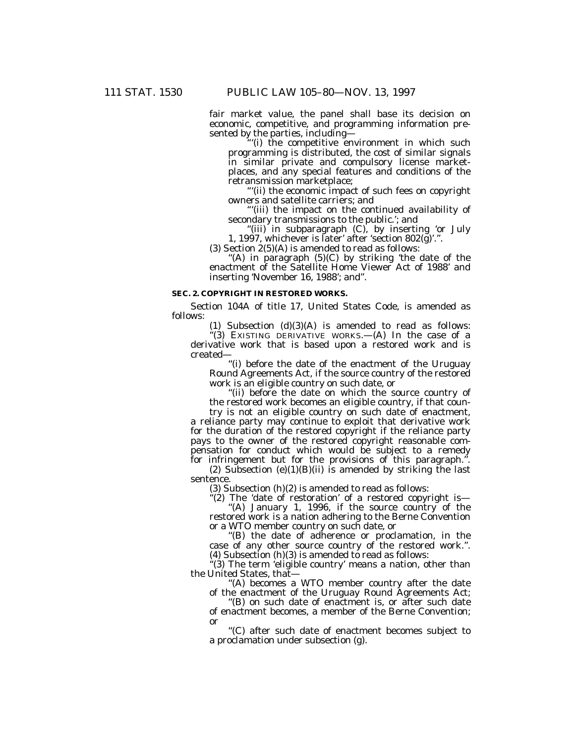fair market value, the panel shall base its decision on economic, competitive, and programming information presented by the parties, including—

"'(i) the competitive environment in which such programming is distributed, the cost of similar signals in similar private and compulsory license marketplaces, and any special features and conditions of the retransmission marketplace;

"'(ii) the economic impact of such fees on copyright owners and satellite carriers; and

"'(iii) the impact on the continued availability of secondary transmissions to the public.'; and

"(iii) in subparagraph (C), by inserting 'or July 1, 1997, whichever is later' after 'section 802(g)'.".

(3) Section 2(5)(A) is amended to read as follows:

"(A) in paragraph (5)(C) by striking 'the date of the enactment of the Satellite Home Viewer Act of 1988' and inserting 'November 16, 1988'; and".

**SEC. 2. COPYRIGHT IN RESTORED WORKS.**

Section 104A of title 17, United States Code, is amended as follows:

(1) Subsection (d)(3)(A) is amended to read as follows:

"(3) EXISTING DERIVATIVE WORKS.—(A) In the case of a derivative work that is based upon a restored work and is created—

"(i) before the date of the enactment of the Uruguay Round Agreements Act, if the source country of the restored work is an eligible country on such date, or

"(ii) before the date on which the source country of the restored work becomes an eligible country, if that country is not an eligible country on such date of enactment,

a reliance party may continue to exploit that derivative work for the duration of the restored copyright if the reliance party pays to the owner of the restored copyright reasonable compensation for conduct which would be subject to a remedy for infringement but for the provisions of this paragraph.".

(2) Subsection (e)(1)(B)(ii) is amended by striking the last sentence.

(3) Subsection (h)(2) is amended to read as follows:

"(2) The 'date of restoration' of a restored copyright is—

"(A) January 1, 1996, if the source country of the restored work is a nation adhering to the Berne Convention or a WTO member country on such date, or

"(B) the date of adherence or proclamation, in the case of any other source country of the restored work.".

(4) Subsection (h)(3) is amended to read as follows:

"(3) The term 'eligible country' means a nation, other than the United States, that—

"(A) becomes a WTO member country after the date of the enactment of the Uruguay Round Agreements Act;

"(B) on such date of enactment is, or after such date of enactment becomes, a member of the Berne Convention; or

"(C) after such date of enactment becomes subject to a proclamation under subsection (g).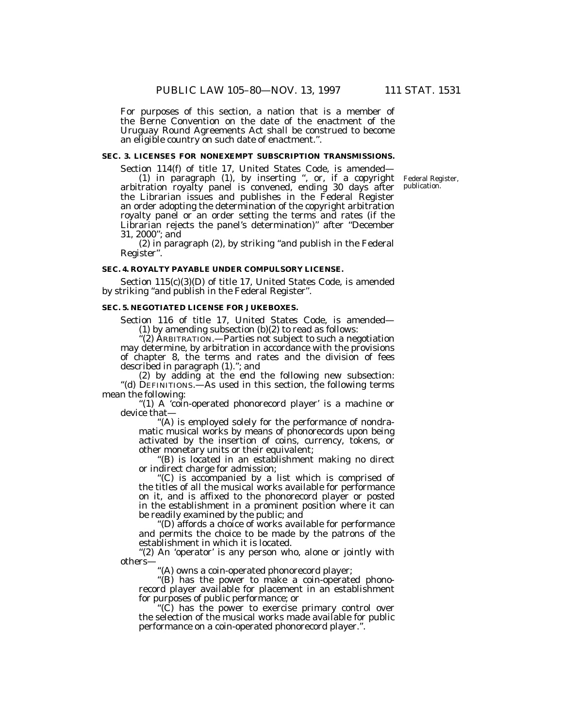For purposes of this section, a nation that is a member of the Berne Convention on the date of the enactment of the Uruguay Round Agreements Act shall be construed to become an eligible country on such date of enactment.".

**SEC. 3. LICENSES FOR NONEXEMPT SUBSCRIPTION TRANSMISSIONS.**

Section 114(f) of title 17, United States Code, is amended—

(1) in paragraph (1), by inserting ", or, if a copyright arbitration royalty panel is convened, ending 30 days after the Librarian issues and publishes in the Federal Register an order adopting the determination of the copyright arbitration royalty panel or an order setting the terms and rates (if the Librarian rejects the panel's determination)" after "December 31, 2000"; and

Federal Register, publication.

(2) in paragraph (2), by striking "and publish in the Federal Register".

**SEC. 4. ROYALTY PAYABLE UNDER COMPULSORY LICENSE.**

Section 115(c)(3)(D) of title 17, United States Code, is amended by striking "and publish in the Federal Register".

**SEC. 5. NEGOTIATED LICENSE FOR JUKEBOXES.**

Section 116 of title 17, United States Code, is amended—

(1) by amending subsection (b)(2) to read as follows:

"(2) ARBITRATION.—Parties not subject to such a negotiation may determine, by arbitration in accordance with the provisions of chapter 8, the terms and rates and the division of fees described in paragraph (1)."; and

(2) by adding at the end the following new subsection:

"(d) DEFINITIONS.—As used in this section, the following terms mean the following:

"(1) A 'coin-operated phonorecord player' is a machine or device that—

"(A) is employed solely for the performance of nondramatic musical works by means of phonorecords upon being activated by the insertion of coins, currency, tokens, or other monetary units or their equivalent;

"(B) is located in an establishment making no direct or indirect charge for admission;

"(C) is accompanied by a list which is comprised of the titles of all the musical works available for performance on it, and is affixed to the phonorecord player or posted in the establishment in a prominent position where it can be readily examined by the public; and

"(D) affords a choice of works available for performance and permits the choice to be made by the patrons of the establishment in which it is located.

"(2) An 'operator' is any person who, alone or jointly with others—

"(A) owns a coin-operated phonorecord player;

"(B) has the power to make a coin-operated phonorecord player available for placement in an establishment for purposes of public performance; or

"(C) has the power to exercise primary control over the selection of the musical works made available for public performance on a coin-operated phonorecord player.".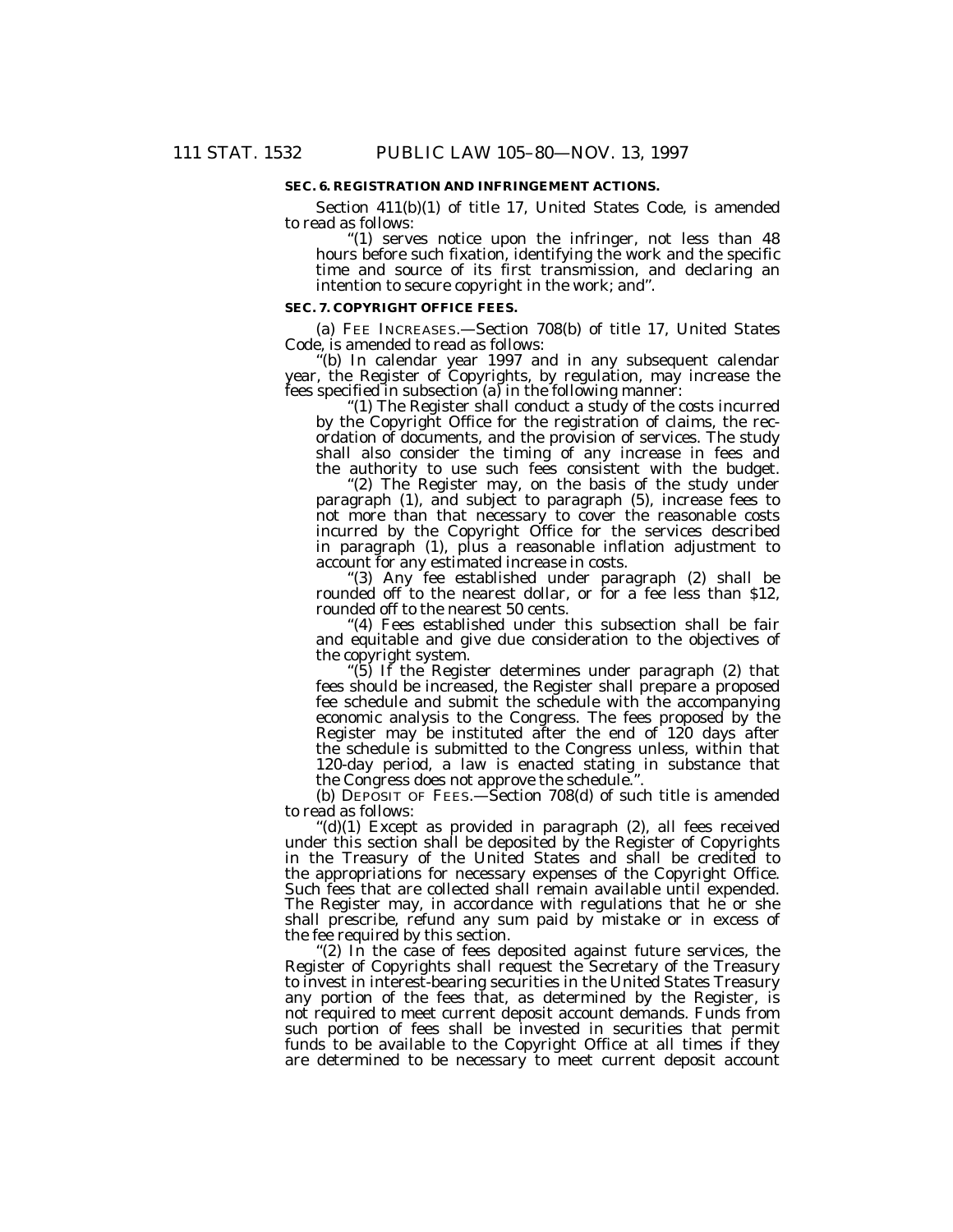**SEC. 6. REGISTRATION AND INFRINGEMENT ACTIONS.**

Section 411(b)(1) of title 17, United States Code, is amended to read as follows:

"(1) serves notice upon the infringer, not less than 48 hours before such fixation, identifying the work and the specific time and source of its first transmission, and declaring an intention to secure copyright in the work; and".

**SEC. 7. COPYRIGHT OFFICE FEES.**

(a) FEE INCREASES.—Section 708(b) of title 17, United States Code, is amended to read as follows:

"(b) In calendar year 1997 and in any subsequent calendar year, the Register of Copyrights, by regulation, may increase the fees specified in subsection (a) in the following manner:

"(1) The Register shall conduct a study of the costs incurred by the Copyright Office for the registration of claims, the recordation of documents, and the provision of services. The study shall also consider the timing of any increase in fees and the authority to use such fees consistent with the budget.

"(2) The Register may, on the basis of the study under paragraph (1), and subject to paragraph (5), increase fees to not more than that necessary to cover the reasonable costs incurred by the Copyright Office for the services described in paragraph (1), plus a reasonable inflation adjustment to account for any estimated increase in costs.

"(3) Any fee established under paragraph (2) shall be rounded off to the nearest dollar, or for a fee less than $12, rounded off to the nearest 50 cents.

"(4) Fees established under this subsection shall be fair and equitable and give due consideration to the objectives of the copyright system.

"(5) If the Register determines under paragraph (2) that fees should be increased, the Register shall prepare a proposed fee schedule and submit the schedule with the accompanying economic analysis to the Congress. The fees proposed by the Register may be instituted after the end of 120 days after the schedule is submitted to the Congress unless, within that 120-day period, a law is enacted stating in substance that the Congress does not approve the schedule.".

(b) DEPOSIT OF FEES.—Section 708(d) of such title is amended to read as follows:

"(d)(1) Except as provided in paragraph (2), all fees received under this section shall be deposited by the Register of Copyrights in the Treasury of the United States and shall be credited to the appropriations for necessary expenses of the Copyright Office. Such fees that are collected shall remain available until expended. The Register may, in accordance with regulations that he or she shall prescribe, refund any sum paid by mistake or in excess of the fee required by this section.

"(2) In the case of fees deposited against future services, the Register of Copyrights shall request the Secretary of the Treasury to invest in interest-bearing securities in the United States Treasury any portion of the fees that, as determined by the Register, is not required to meet current deposit account demands. Funds from such portion of fees shall be invested in securities that permit funds to be available to the Copyright Office at all times if they are determined to be necessary to meet current deposit account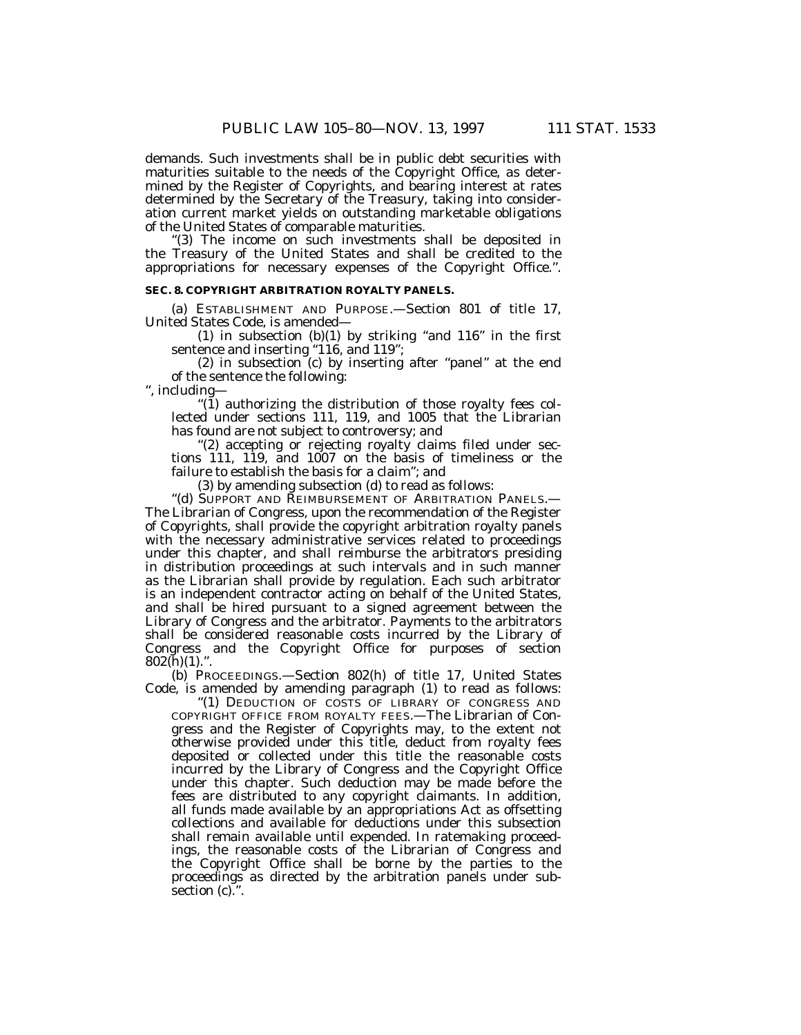demands. Such investments shall be in public debt securities with maturities suitable to the needs of the Copyright Office, as determined by the Register of Copyrights, and bearing interest at rates determined by the Secretary of the Treasury, taking into consideration current market yields on outstanding marketable obligations of the United States of comparable maturities.

"(3) The income on such investments shall be deposited in the Treasury of the United States and shall be credited to the appropriations for necessary expenses of the Copyright Office.".

**SEC. 8. COPYRIGHT ARBITRATION ROYALTY PANELS.**

(a) ESTABLISHMENT AND PURPOSE.—Section 801 of title 17, United States Code, is amended—

(1) in subsection (b)(1) by striking "and 116" in the first sentence and inserting "116, and 119";

(2) in subsection (c) by inserting after "panel" at the end of the sentence the following:

", including—

"(1) authorizing the distribution of those royalty fees collected under sections 111, 119, and 1005 that the Librarian has found are not subject to controversy; and

"(2) accepting or rejecting royalty claims filed under sections 111, 119, and 1007 on the basis of timeliness or the failure to establish the basis for a claim"; and

(3) by amending subsection (d) to read as follows:

"(d) SUPPORT AND REIMBURSEMENT OF ARBITRATION PANELS.— The Librarian of Congress, upon the recommendation of the Register of Copyrights, shall provide the copyright arbitration royalty panels with the necessary administrative services related to proceedings under this chapter, and shall reimburse the arbitrators presiding in distribution proceedings at such intervals and in such manner as the Librarian shall provide by regulation. Each such arbitrator is an independent contractor acting on behalf of the United States, and shall be hired pursuant to a signed agreement between the Library of Congress and the arbitrator. Payments to the arbitrators shall be considered reasonable costs incurred by the Library of Congress and the Copyright Office for purposes of section 802(h)(1).".

(b) PROCEEDINGS.—Section 802(h) of title 17, United States Code, is amended by amending paragraph (1) to read as follows:

"(1) DEDUCTION OF COSTS OF LIBRARY OF CONGRESS AND COPYRIGHT OFFICE FROM ROYALTY FEES.—The Librarian of Congress and the Register of Copyrights may, to the extent not otherwise provided under this title, deduct from royalty fees deposited or collected under this title the reasonable costs incurred by the Library of Congress and the Copyright Office under this chapter. Such deduction may be made before the fees are distributed to any copyright claimants. In addition, all funds made available by an appropriations Act as offsetting collections and available for deductions under this subsection shall remain available until expended. In ratemaking proceedings, the reasonable costs of the Librarian of Congress and the Copyright Office shall be borne by the parties to the proceedings as directed by the arbitration panels under subsection (c).".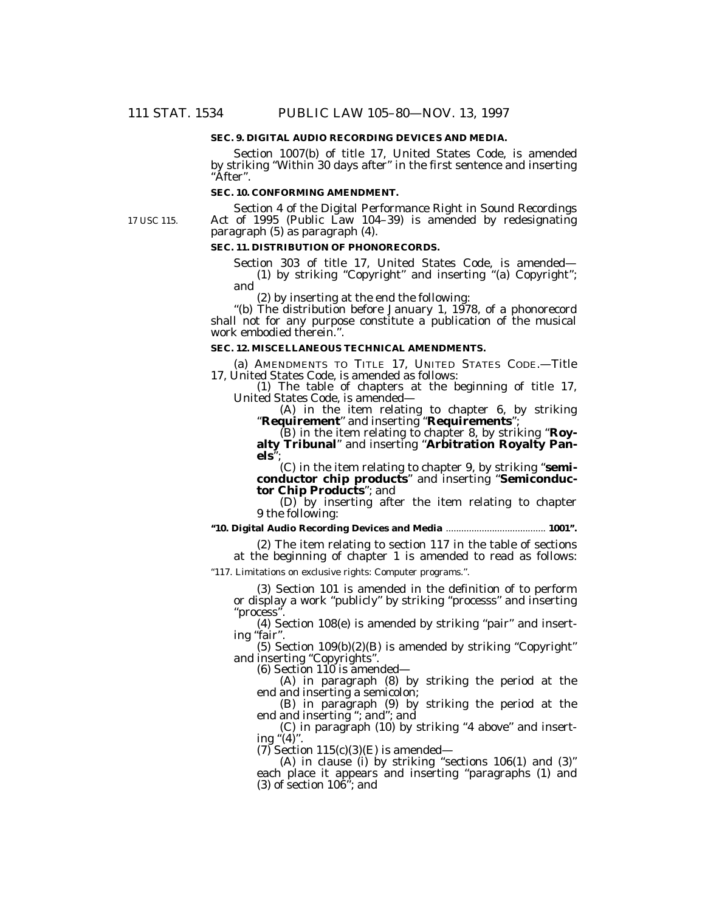**SEC. 9. DIGITAL AUDIO RECORDING DEVICES AND MEDIA.**

Section 1007(b) of title 17, United States Code, is amended by striking "Within 30 days after" in the first sentence and inserting "After".

**SEC. 10. CONFORMING AMENDMENT.**

17 USC 115.

Section 4 of the Digital Performance Right in Sound Recordings Act of 1995 (Public Law 104–39) is amended by redesignating paragraph (5) as paragraph (4).

**SEC. 11. DISTRIBUTION OF PHONORECORDS.**

Section 303 of title 17, United States Code, is amended—

(1) by striking "Copyright" and inserting "(a) Copyright"; and

(2) by inserting at the end the following:

"(b) The distribution before January 1, 1978, of a phonorecord shall not for any purpose constitute a publication of the musical work embodied therein.".

**SEC. 12. MISCELLANEOUS TECHNICAL AMENDMENTS.**

(a) AMENDMENTS TO TITLE 17, UNITED STATES CODE.—Title 17, United States Code, is amended as follows:

(1) The table of chapters at the beginning of title 17, United States Code, is amended—

(A) in the item relating to chapter 6, by striking "**Requirement**" and inserting "**Requirements**";

(B) in the item relating to chapter 8, by striking "**Royalty Tribunal**" and inserting "**Arbitration Royalty Panels**";

(C) in the item relating to chapter 9, by striking "**semiconductor chip products**" and inserting "**Semiconductor Chip Products**"; and

(D) by inserting after the item relating to chapter 9 the following:

**"10. Digital Audio Recording Devices and Media ....................................... 1001".**

(2) The item relating to section 117 in the table of sections at the beginning of chapter 1 is amended to read as follows:

"117. Limitations on exclusive rights: Computer programs.".

(3) Section 101 is amended in the definition of to perform or display a work "publicly" by striking "processs" and inserting "process".

(4) Section 108(e) is amended by striking "pair" and inserting "fair".

(5) Section 109(b)(2)(B) is amended by striking "Copyright" and inserting "Copyrights".

(6) Section 110 is amended—

(A) in paragraph (8) by striking the period at the end and inserting a semicolon;

(B) in paragraph (9) by striking the period at the end and inserting "; and"; and

(C) in paragraph (10) by striking "4 above" and inserting "(4)".

(7) Section 115(c)(3)(E) is amended—

(A) in clause (i) by striking "sections 106(1) and (3)" each place it appears and inserting "paragraphs (1) and (3) of section 106"; and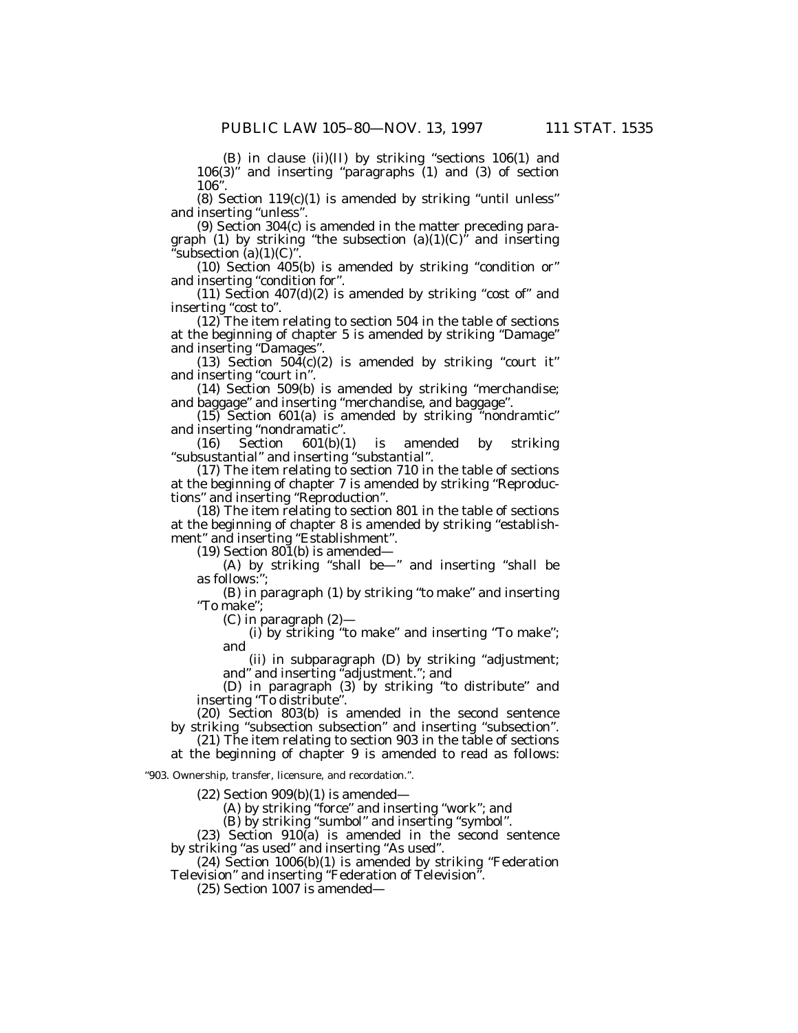(B) in clause (ii)(II) by striking "sections 106(1) and 106(3)" and inserting "paragraphs (1) and (3) of section 106".

(8) Section 119(c)(1) is amended by striking "until unless" and inserting "unless".

(9) Section 304(c) is amended in the matter preceding paragraph (1) by striking "the subsection (a)(1)(C)" and inserting "subsection (a)(1)(C)".

(10) Section 405(b) is amended by striking "condition or" and inserting "condition for".

(11) Section 407(d)(2) is amended by striking "cost of" and inserting "cost to".

(12) The item relating to section 504 in the table of sections at the beginning of chapter 5 is amended by striking "Damage" and inserting "Damages".

(13) Section 504(c)(2) is amended by striking "court it" and inserting "court in".

(14) Section 509(b) is amended by striking "merchandise; and baggage" and inserting "merchandise, and baggage".

(15) Section 601(a) is amended by striking "nondramtic" and inserting "nondramatic".

(16) Section 601(b)(1) is amended by striking "subsustantial" and inserting "substantial".

(17) The item relating to section 710 in the table of sections at the beginning of chapter 7 is amended by striking "Reproductions" and inserting "Reproduction".

(18) The item relating to section 801 in the table of sections at the beginning of chapter 8 is amended by striking "establishment" and inserting "Establishment".

(19) Section 801(b) is amended—

(A) by striking "shall be—" and inserting "shall be as follows:";

(B) in paragraph (1) by striking "to make" and inserting "To make";

(C) in paragraph (2)—

(i) by striking "to make" and inserting "To make"; and

(ii) in subparagraph (D) by striking "adjustment; and" and inserting "adjustment."; and

(D) in paragraph (3) by striking "to distribute" and inserting "To distribute".

(20) Section 803(b) is amended in the second sentence by striking "subsection subsection" and inserting "subsection".

(21) The item relating to section 903 in the table of sections at the beginning of chapter 9 is amended to read as follows:

"903. Ownership, transfer, licensure, and recordation.".

(22) Section 909(b)(1) is amended—

(A) by striking "force" and inserting "work"; and

(B) by striking "sumbol" and inserting "symbol".

(23) Section 910(a) is amended in the second sentence by striking "as used" and inserting "As used".

(24) Section 1006(b)(1) is amended by striking "Federation Television" and inserting "Federation of Television".

(25) Section 1007 is amended—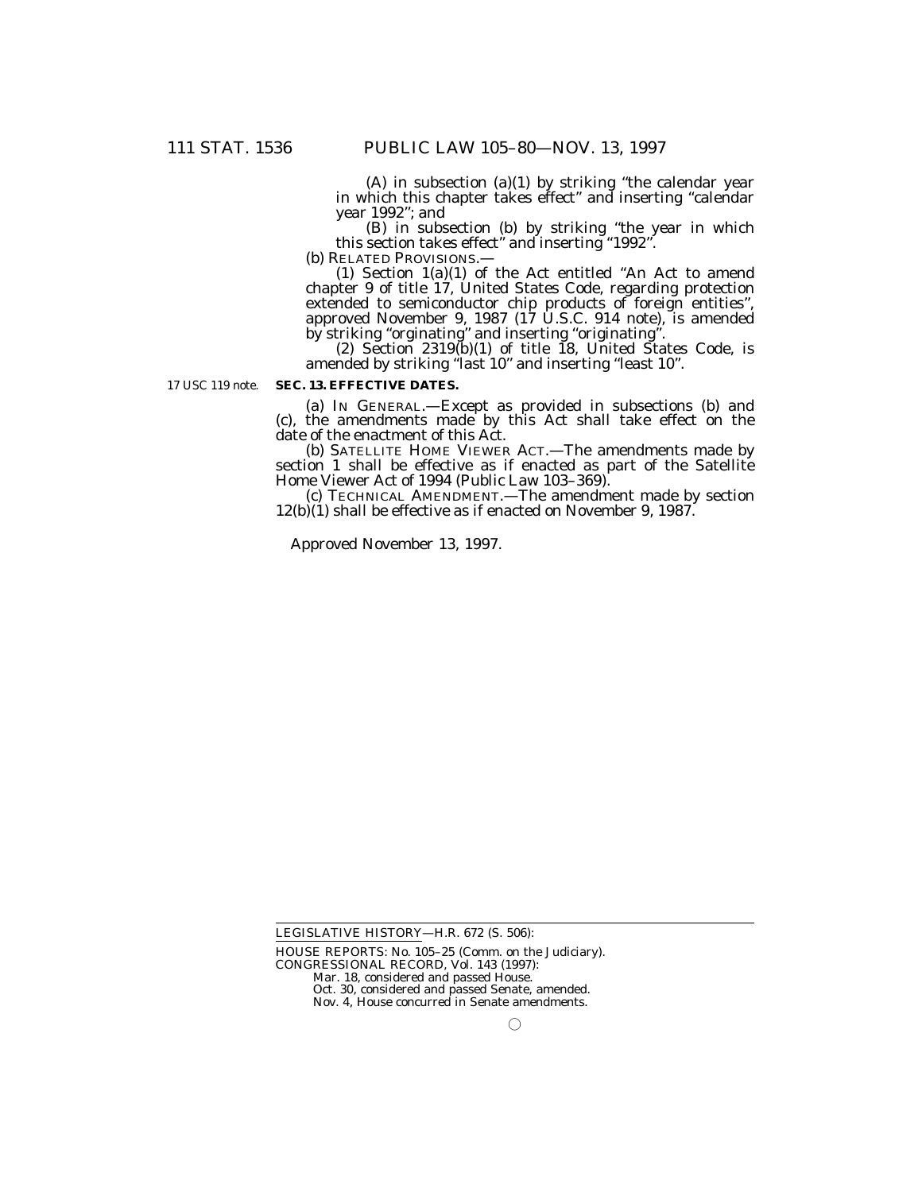(A) in subsection (a)(1) by striking "the calendar year in which this chapter takes effect" and inserting "calendar year 1992"; and

(B) in subsection (b) by striking "the year in which this section takes effect" and inserting "1992".

(b) RELATED PROVISIONS.—

(1) Section 1(a)(1) of the Act entitled "An Act to amend chapter 9 of title 17, United States Code, regarding protection extended to semiconductor chip products of foreign entities", approved November 9, 1987 (17 U.S.C. 914 note), is amended by striking "orginating" and inserting "originating".

(2) Section 2319(b)(1) of title 18, United States Code, is amended by striking "last 10" and inserting "least 10".

17 USC 119 note.

**SEC. 13. EFFECTIVE DATES.**

(a) IN GENERAL.—Except as provided in subsections (b) and (c), the amendments made by this Act shall take effect on the date of the enactment of this Act.

(b) SATELLITE HOME VIEWER ACT.—The amendments made by section 1 shall be effective as if enacted as part of the Satellite Home Viewer Act of 1994 (Public Law 103–369).

(c) TECHNICAL AMENDMENT.—The amendment made by section 12(b)(1) shall be effective as if enacted on November 9, 1987.

Approved November 13, 1997.

---

LEGISLATIVE HISTORY—H.R. 672 (S. 506):

HOUSE REPORTS: No. 105–25 (Comm. on the Judiciary).
CONGRESSIONAL RECORD, Vol. 143 (1997):
Mar. 18, considered and passed House.
Oct. 30, considered and passed Senate, amended.
Nov. 4, House concurred in Senate amendments.

○